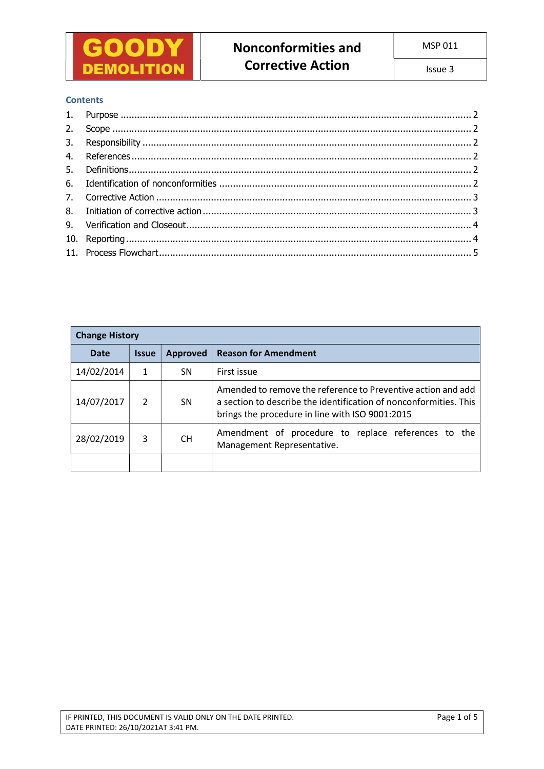| GOODY DEMOLITION | Nonconformities and Corrective Action | MSP 011 |
| --- | --- | --- |
| | | Issue 3 |

## Contents

1. Purpose ........................................ 2
2. Scope ........................................ 2
3. Responsibility ........................................ 2
4. References ........................................ 2
5. Definitions ........................................ 2
6. Identification of nonconformities ........................................ 2
7. Corrective Action ........................................ 3
8. Initiation of corrective action ........................................ 3
9. Verification and Closeout ........................................ 4
10. Reporting ........................................ 4
11. Process Flowchart ........................................ 5

| Change History | | | |
| --- | --- | --- | --- |
| **Date** | **Issue** | **Approved** | **Reason for Amendment** |
| 14/02/2014 | 1 | SN | First issue |
| 14/07/2017 | 2 | SN | Amended to remove the reference to Preventive action and add a section to describe the identification of nonconformities. This brings the procedure in line with ISO 9001:2015 |
| 28/02/2019 | 3 | CH | Amendment of procedure to replace references to the Management Representative. |
| | | | |

IF PRINTED, THIS DOCUMENT IS VALID ONLY ON THE DATE PRINTED.
DATE PRINTED: 26/10/2021AT 3:41 PM.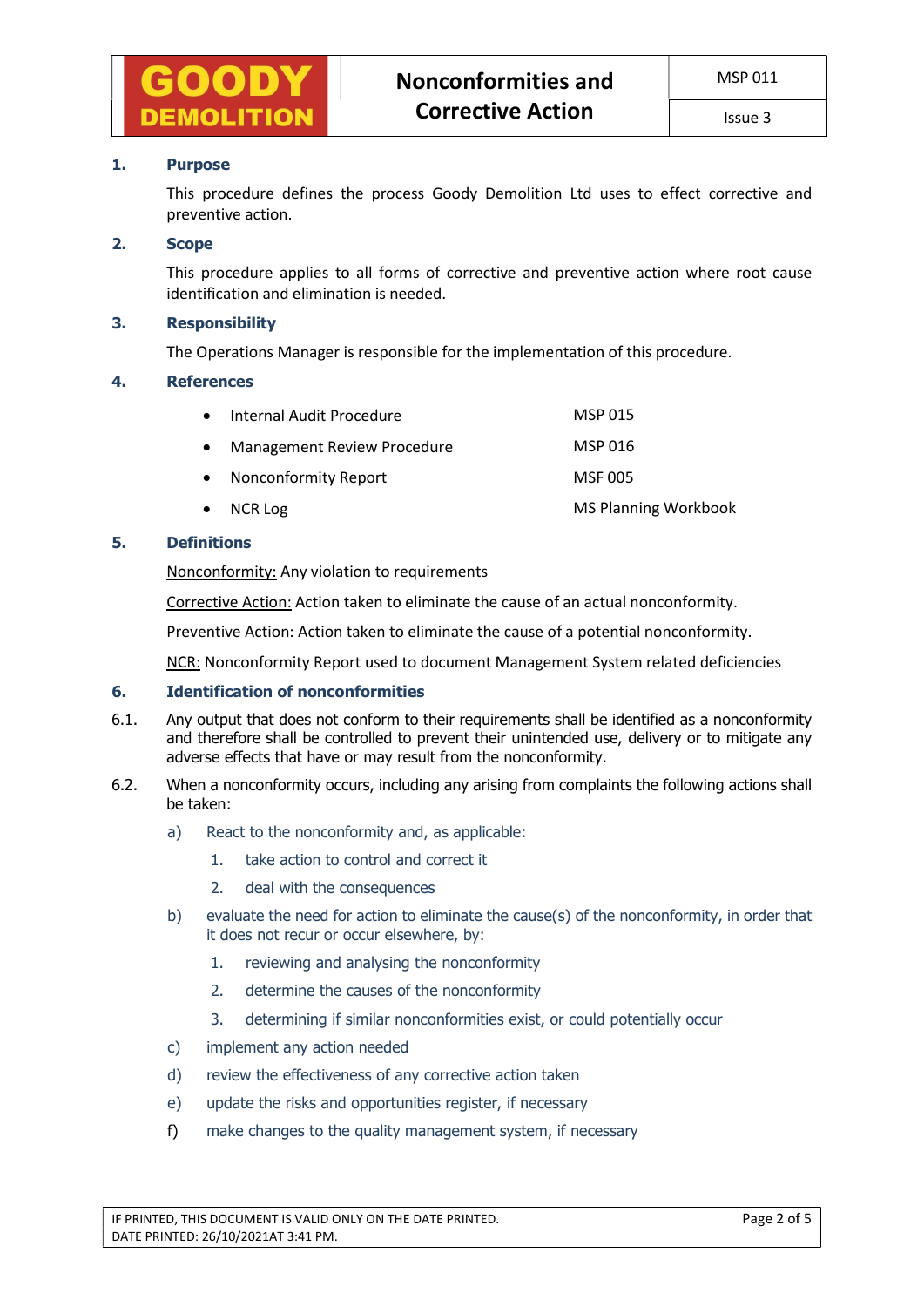## 1. Purpose

This procedure defines the process Goody Demolition Ltd uses to effect corrective and preventive action.

## 2. Scope

This procedure applies to all forms of corrective and preventive action where root cause identification and elimination is needed.

## 3. Responsibility

The Operations Manager is responsible for the implementation of this procedure.

## 4. References

| | |
|---|---|
| • Internal Audit Procedure | MSP 015 |
| • Management Review Procedure | MSP 016 |
| • Nonconformity Report | MSF 005 |
| • NCR Log | MS Planning Workbook |

## 5. Definitions

Nonconformity: Any violation to requirements

Corrective Action: Action taken to eliminate the cause of an actual nonconformity.

Preventive Action: Action taken to eliminate the cause of a potential nonconformity.

NCR: Nonconformity Report used to document Management System related deficiencies

## 6. Identification of nonconformities

6.1. Any output that does not conform to their requirements shall be identified as a nonconformity and therefore shall be controlled to prevent their unintended use, delivery or to mitigate any adverse effects that have or may result from the nonconformity.

6.2. When a nonconformity occurs, including any arising from complaints the following actions shall be taken:

a) React to the nonconformity and, as applicable:
   1. take action to control and correct it
   2. deal with the consequences

b) evaluate the need for action to eliminate the cause(s) of the nonconformity, in order that it does not recur or occur elsewhere, by:
   1. reviewing and analysing the nonconformity
   2. determine the causes of the nonconformity
   3. determining if similar nonconformities exist, or could potentially occur

c) implement any action needed

d) review the effectiveness of any corrective action taken

e) update the risks and opportunities register, if necessary

f) make changes to the quality management system, if necessary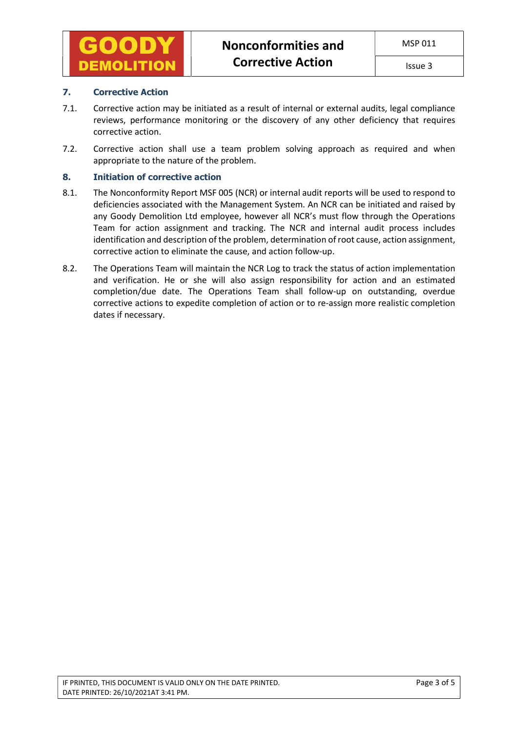## 7. Corrective Action

7.1. Corrective action may be initiated as a result of internal or external audits, legal compliance reviews, performance monitoring or the discovery of any other deficiency that requires corrective action.

7.2. Corrective action shall use a team problem solving approach as required and when appropriate to the nature of the problem.

## 8. Initiation of corrective action

8.1. The Nonconformity Report MSF 005 (NCR) or internal audit reports will be used to respond to deficiencies associated with the Management System. An NCR can be initiated and raised by any Goody Demolition Ltd employee, however all NCR's must flow through the Operations Team for action assignment and tracking. The NCR and internal audit process includes identification and description of the problem, determination of root cause, action assignment, corrective action to eliminate the cause, and action follow-up.

8.2. The Operations Team will maintain the NCR Log to track the status of action implementation and verification. He or she will also assign responsibility for action and an estimated completion/due date. The Operations Team shall follow-up on outstanding, overdue corrective actions to expedite completion of action or to re-assign more realistic completion dates if necessary.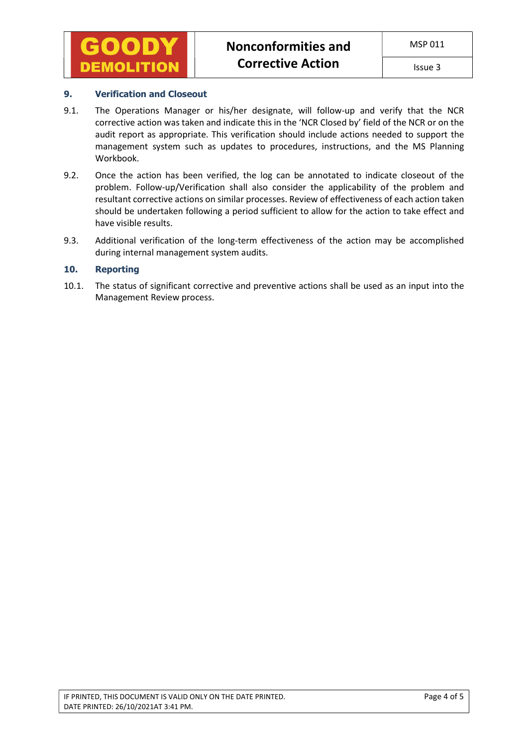## 9. Verification and Closeout

9.1. The Operations Manager or his/her designate, will follow-up and verify that the NCR corrective action was taken and indicate this in the 'NCR Closed by' field of the NCR or on the audit report as appropriate. This verification should include actions needed to support the management system such as updates to procedures, instructions, and the MS Planning Workbook.

9.2. Once the action has been verified, the log can be annotated to indicate closeout of the problem. Follow-up/Verification shall also consider the applicability of the problem and resultant corrective actions on similar processes. Review of effectiveness of each action taken should be undertaken following a period sufficient to allow for the action to take effect and have visible results.

9.3. Additional verification of the long-term effectiveness of the action may be accomplished during internal management system audits.

## 10. Reporting

10.1. The status of significant corrective and preventive actions shall be used as an input into the Management Review process.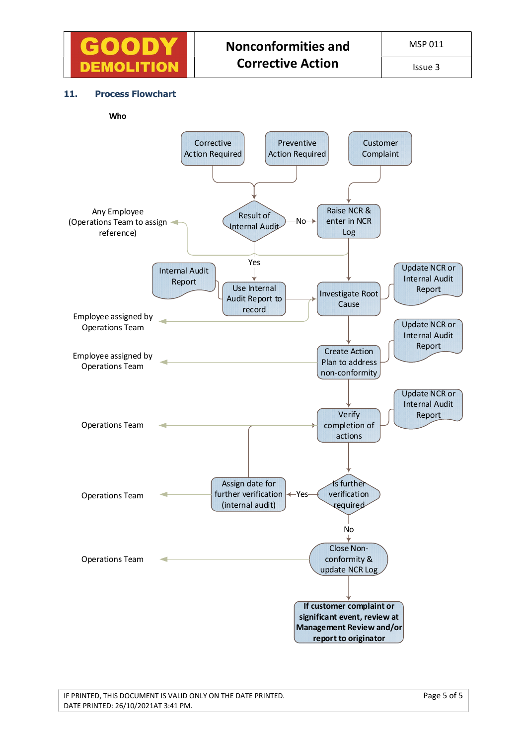## 11. Process Flowchart

**Who**

Corrective Action Required

Preventive Action Required

Customer Complaint

Any Employee (Operations Team to assign reference)

Result of Internal Audit

No

Raise NCR & enter in NCR Log

Yes

Internal Audit Report

Use Internal Audit Report to record

Investigate Root Cause

Update NCR or Internal Audit Report

Employee assigned by Operations Team

Employee assigned by Operations Team

Create Action Plan to address non-conformity

Update NCR or Internal Audit Report

Operations Team

Verify completion of actions

Update NCR or Internal Audit Report

Operations Team

Assign date for further verification (internal audit)

Yes

Is further verification required

No

Operations Team

Close Non-conformity & update NCR Log

**If customer complaint or significant event, review at Management Review and/or report to originator**

IF PRINTED, THIS DOCUMENT IS VALID ONLY ON THE DATE PRINTED.
DATE PRINTED: 26/10/2021AT 3:41 PM.